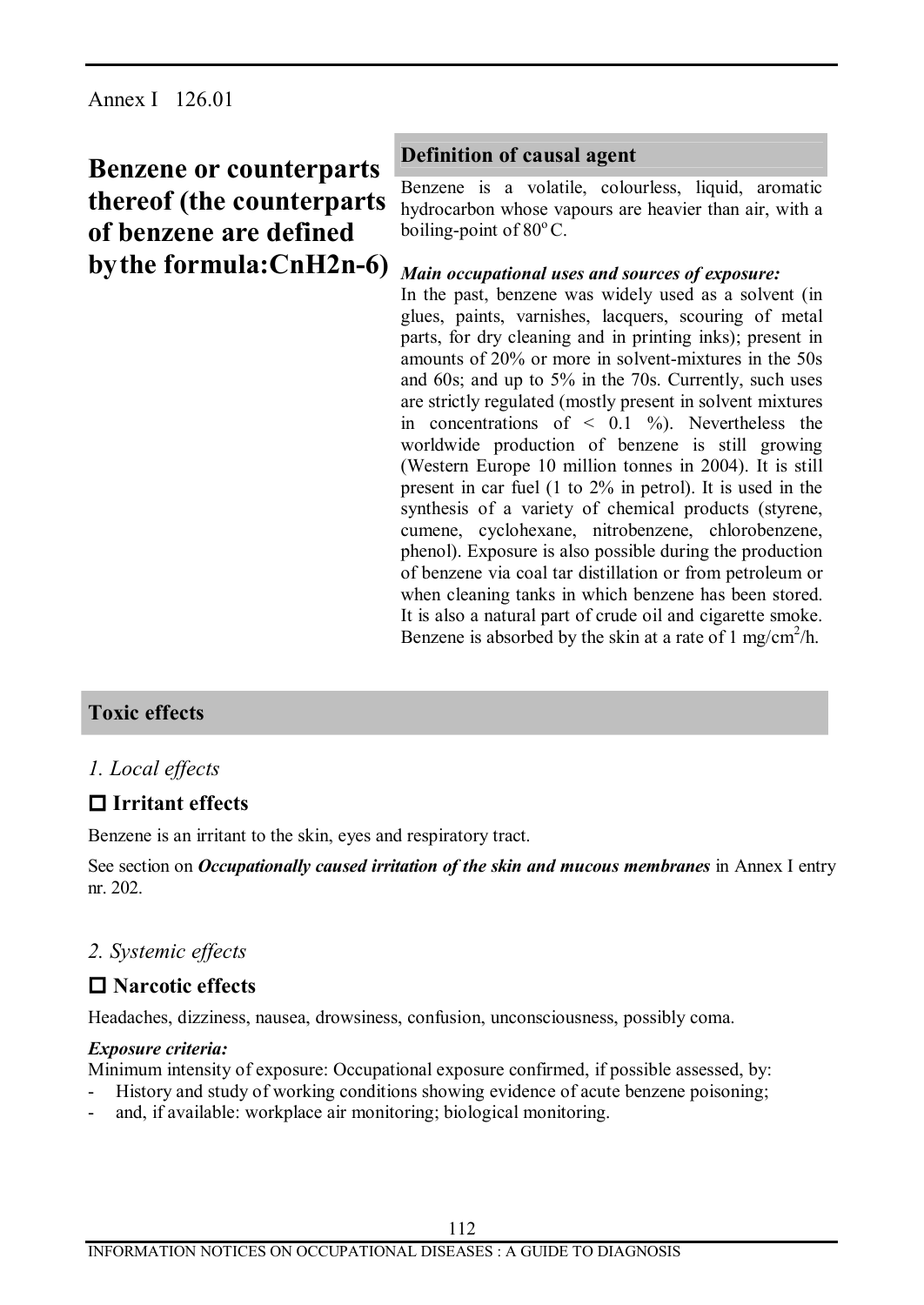Annex I 126.01

# Benzene or counterparts thereof (the counterparts of benzene are defined by the formula: $C_nH_{2n-6}$)

## Definition of causal agent

Benzene is a volatile, colourless, liquid, aromatic hydrocarbon whose vapours are heavier than air, with a boiling-point of 80°C.

***Main occupational uses and sources of exposure:***

In the past, benzene was widely used as a solvent (in glues, paints, varnishes, lacquers, scouring of metal parts, for dry cleaning and in printing inks); present in amounts of 20% or more in solvent-mixtures in the 50s and 60s; and up to 5% in the 70s. Currently, such uses are strictly regulated (mostly present in solvent mixtures in concentrations of < 0.1 %). Nevertheless the worldwide production of benzene is still growing (Western Europe 10 million tonnes in 2004). It is still present in car fuel (1 to 2% in petrol). It is used in the synthesis of a variety of chemical products (styrene, cumene, cyclohexane, nitrobenzene, chlorobenzene, phenol). Exposure is also possible during the production of benzene via coal tar distillation or from petroleum or when cleaning tanks in which benzene has been stored. It is also a natural part of crude oil and cigarette smoke. Benzene is absorbed by the skin at a rate of 1 $mg/cm^2/h$.

## Toxic effects

### *1. Local effects*

#### ☐ Irritant effects

Benzene is an irritant to the skin, eyes and respiratory tract.

See section on ***Occupationally caused irritation of the skin and mucous membranes*** in Annex I entry nr. 202.

### *2. Systemic effects*

#### ☐ Narcotic effects

Headaches, dizziness, nausea, drowsiness, confusion, unconsciousness, possibly coma.

***Exposure criteria:***

Minimum intensity of exposure: Occupational exposure confirmed, if possible assessed, by:

- History and study of working conditions showing evidence of acute benzene poisoning;
- and, if available: workplace air monitoring; biological monitoring.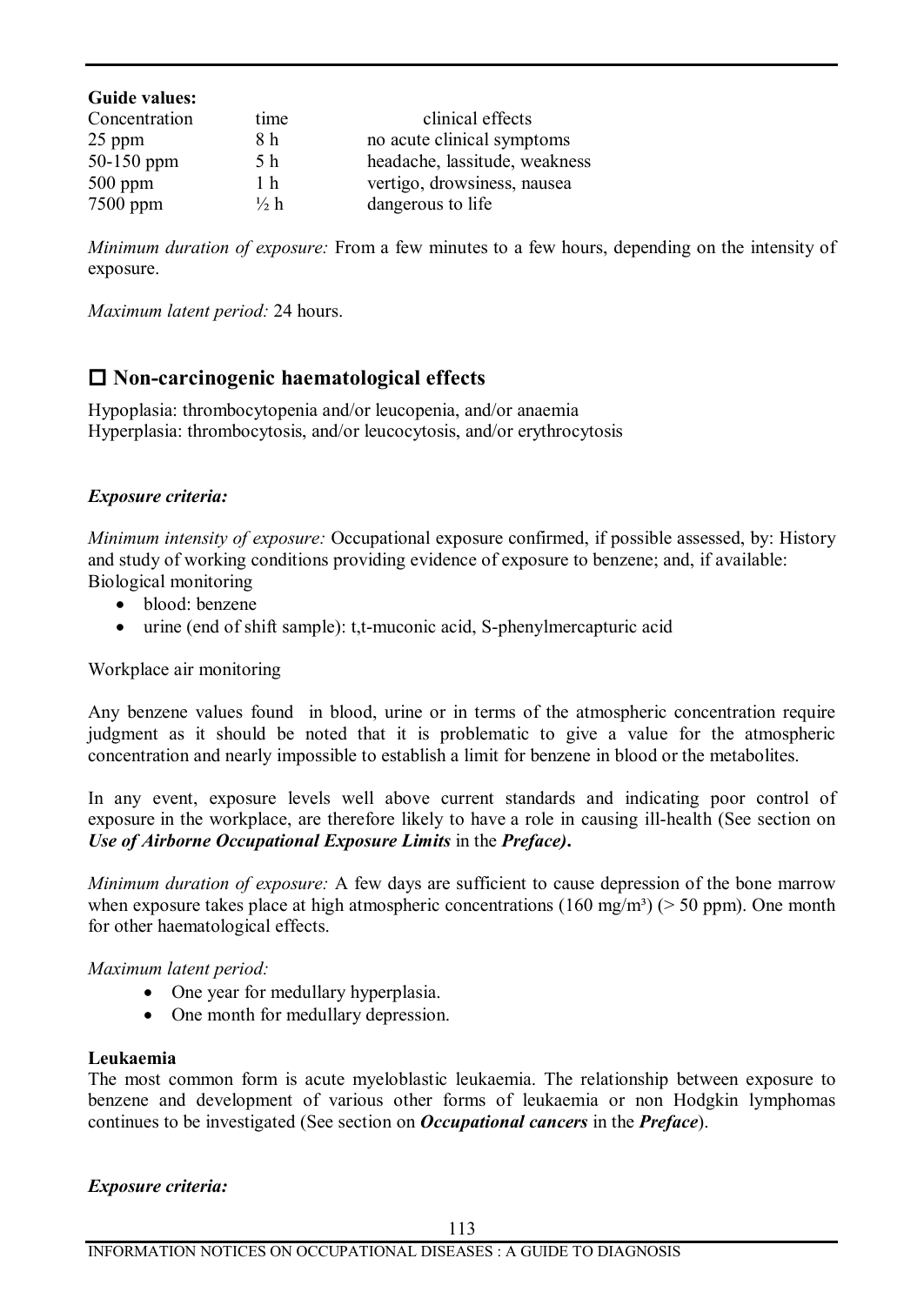**Guide values:**

| Concentration | time | clinical effects |
|---|---|---|
| 25 ppm | 8 h | no acute clinical symptoms |
| 50-150 ppm | 5 h | headache, lassitude, weakness |
| 500 ppm | 1 h | vertigo, drowsiness, nausea |
| 7500 ppm | ½ h | dangerous to life |

*Minimum duration of exposure:* From a few minutes to a few hours, depending on the intensity of exposure.

*Maximum latent period:* 24 hours.

## □ Non-carcinogenic haematological effects

Hypoplasia: thrombocytopenia and/or leucopenia, and/or anaemia
Hyperplasia: thrombocytosis, and/or leucocytosis, and/or erythrocytosis

***Exposure criteria:***

*Minimum intensity of exposure:* Occupational exposure confirmed, if possible assessed, by: History and study of working conditions providing evidence of exposure to benzene; and, if available: Biological monitoring

- blood: benzene
- urine (end of shift sample): t,t-muconic acid, S-phenylmercapturic acid

Workplace air monitoring

Any benzene values found in blood, urine or in terms of the atmospheric concentration require judgment as it should be noted that it is problematic to give a value for the atmospheric concentration and nearly impossible to establish a limit for benzene in blood or the metabolites.

In any event, exposure levels well above current standards and indicating poor control of exposure in the workplace, are therefore likely to have a role in causing ill-health (See section on ***Use of Airborne Occupational Exposure Limits*** in the ***Preface)*****.**

*Minimum duration of exposure:* A few days are sufficient to cause depression of the bone marrow when exposure takes place at high atmospheric concentrations (160 mg/m³) (> 50 ppm). One month for other haematological effects.

*Maximum latent period:*

- One year for medullary hyperplasia.
- One month for medullary depression.

**Leukaemia**

The most common form is acute myeloblastic leukaemia. The relationship between exposure to benzene and development of various other forms of leukaemia or non Hodgkin lymphomas continues to be investigated (See section on ***Occupational cancers*** in the ***Preface***).

***Exposure criteria:***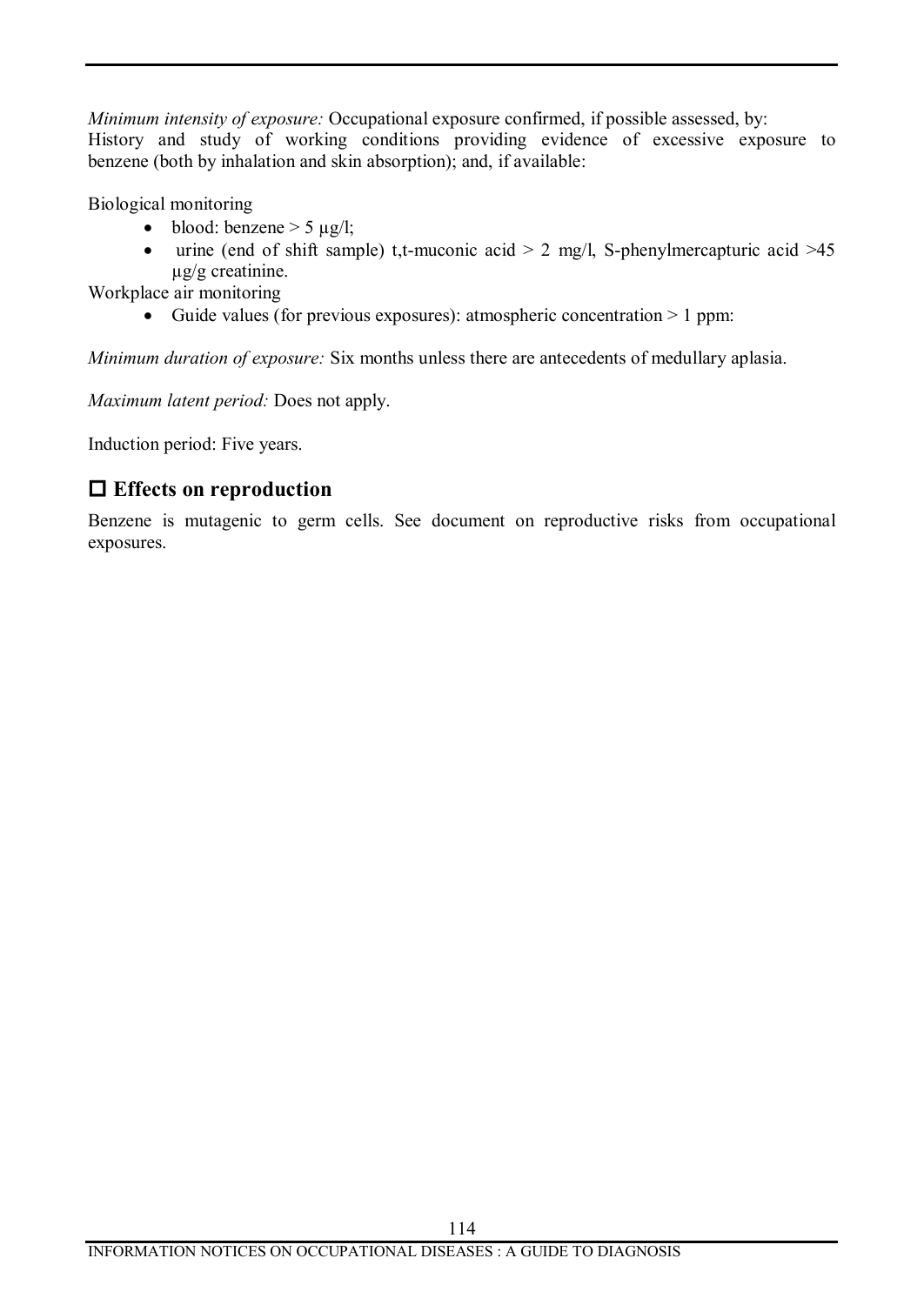*Minimum intensity of exposure:* Occupational exposure confirmed, if possible assessed, by:
History and study of working conditions providing evidence of excessive exposure to benzene (both by inhalation and skin absorption); and, if available:

Biological monitoring

- blood: benzene > 5 µg/l;
- urine (end of shift sample) t,t-muconic acid > 2 mg/l, S-phenylmercapturic acid >45 µg/g creatinine.

Workplace air monitoring

- Guide values (for previous exposures): atmospheric concentration > 1 ppm:

*Minimum duration of exposure:* Six months unless there are antecedents of medullary aplasia.

*Maximum latent period:* Does not apply.

Induction period: Five years.

## □ Effects on reproduction

Benzene is mutagenic to germ cells. See document on reproductive risks from occupational exposures.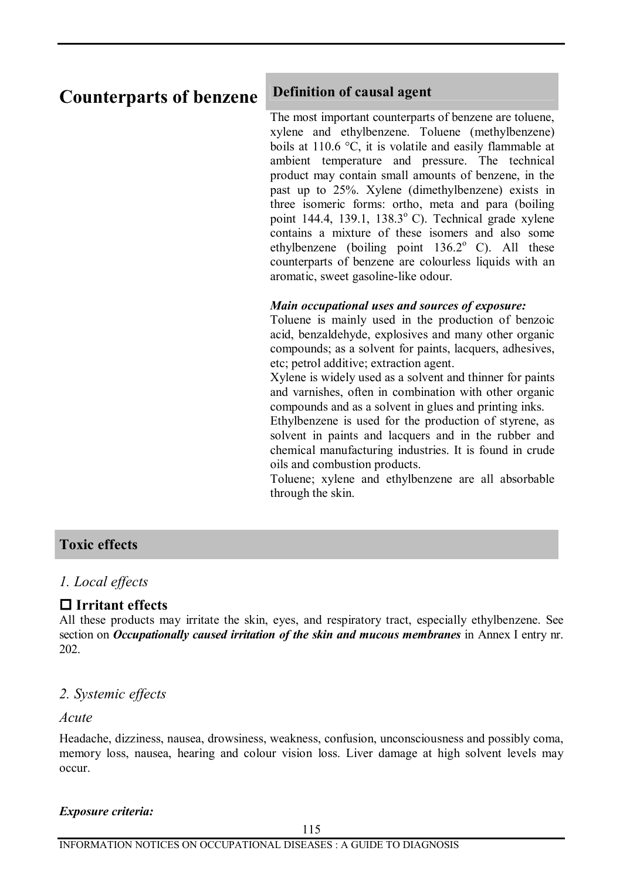# Counterparts of benzene

## Definition of causal agent

The most important counterparts of benzene are toluene, xylene and ethylbenzene. Toluene (methylbenzene) boils at 110.6 °C, it is volatile and easily flammable at ambient temperature and pressure. The technical product may contain small amounts of benzene, in the past up to 25%. Xylene (dimethylbenzene) exists in three isomeric forms: ortho, meta and para (boiling point 144.4, 139.1, 138.3$^{o}$ C). Technical grade xylene contains a mixture of these isomers and also some ethylbenzene (boiling point 136.2$^{o}$ C). All these counterparts of benzene are colourless liquids with an aromatic, sweet gasoline-like odour.

***Main occupational uses and sources of exposure:***

Toluene is mainly used in the production of benzoic acid, benzaldehyde, explosives and many other organic compounds; as a solvent for paints, lacquers, adhesives, etc; petrol additive; extraction agent.

Xylene is widely used as a solvent and thinner for paints and varnishes, often in combination with other organic compounds and as a solvent in glues and printing inks.

Ethylbenzene is used for the production of styrene, as solvent in paints and lacquers and in the rubber and chemical manufacturing industries. It is found in crude oils and combustion products.

Toluene; xylene and ethylbenzene are all absorbable through the skin.

## Toxic effects

### *1. Local effects*

#### □ Irritant effects

All these products may irritate the skin, eyes, and respiratory tract, especially ethylbenzene. See section on ***Occupationally caused irritation of the skin and mucous membranes*** in Annex I entry nr. 202.

### *2. Systemic effects*

*Acute*

Headache, dizziness, nausea, drowsiness, weakness, confusion, unconsciousness and possibly coma, memory loss, nausea, hearing and colour vision loss. Liver damage at high solvent levels may occur.

***Exposure criteria:***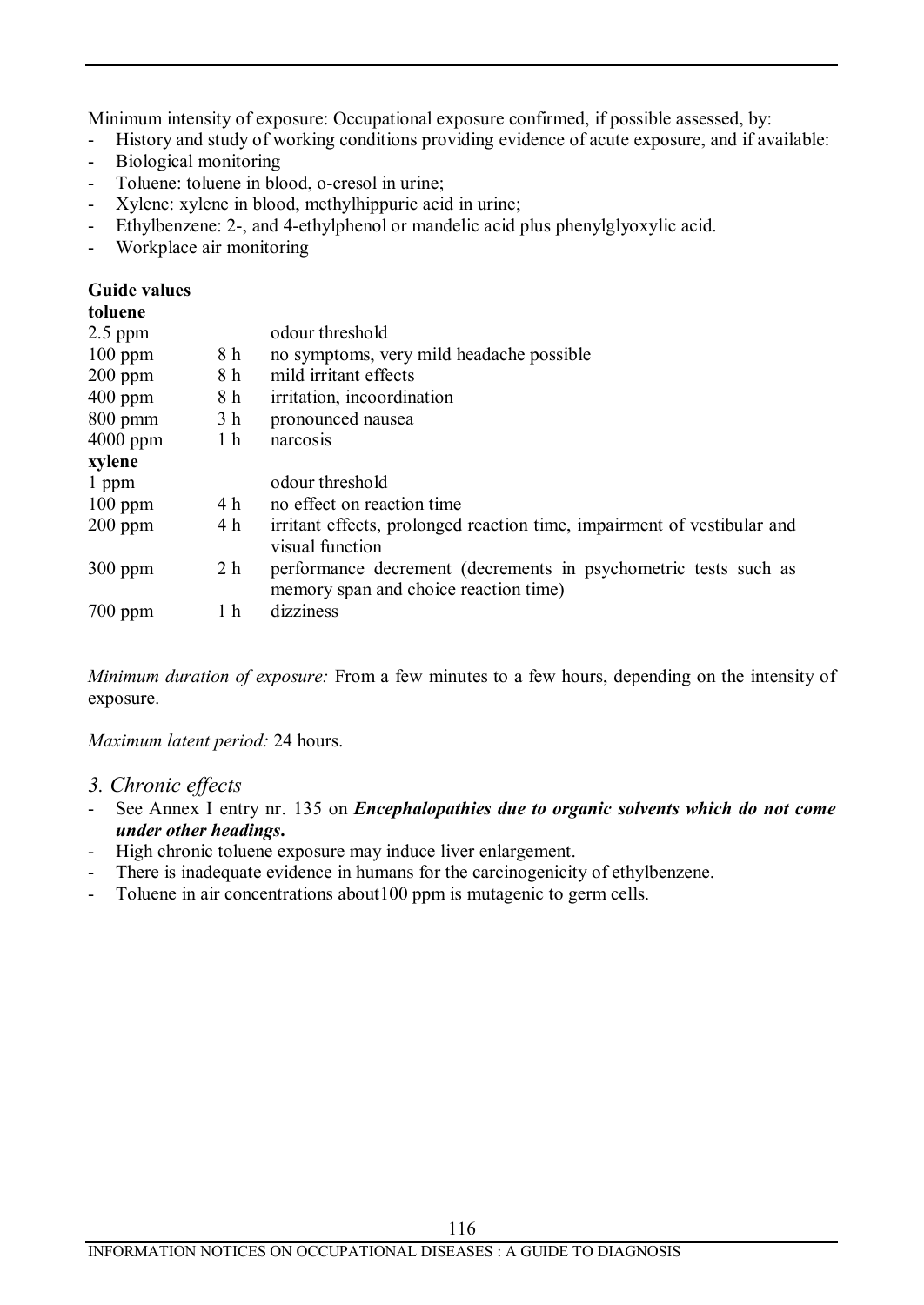Minimum intensity of exposure: Occupational exposure confirmed, if possible assessed, by:

- History and study of working conditions providing evidence of acute exposure, and if available:
- Biological monitoring
- Toluene: toluene in blood, o-cresol in urine;
- Xylene: xylene in blood, methylhippuric acid in urine;
- Ethylbenzene: 2-, and 4-ethylphenol or mandelic acid plus phenylglyoxylic acid.
- Workplace air monitoring

**Guide values**

| | | |
|---|---|---|
| **toluene** | | |
| 2.5 ppm | | odour threshold |
| 100 ppm | 8 h | no symptoms, very mild headache possible |
| 200 ppm | 8 h | mild irritant effects |
| 400 ppm | 8 h | irritation, incoordination |
| 800 pmm | 3 h | pronounced nausea |
| 4000 ppm | 1 h | narcosis |
| **xylene** | | |
| 1 ppm | | odour threshold |
| 100 ppm | 4 h | no effect on reaction time |
| 200 ppm | 4 h | irritant effects, prolonged reaction time, impairment of vestibular and visual function |
| 300 ppm | 2 h | performance decrement (decrements in psychometric tests such as memory span and choice reaction time) |
| 700 ppm | 1 h | dizziness |

*Minimum duration of exposure:* From a few minutes to a few hours, depending on the intensity of exposure.

*Maximum latent period:* 24 hours.

### *3. Chronic effects*

- See Annex I entry nr. 135 on ***Encephalopathies due to organic solvents which do not come under other headings.***
- High chronic toluene exposure may induce liver enlargement.
- There is inadequate evidence in humans for the carcinogenicity of ethylbenzene.
- Toluene in air concentrations about100 ppm is mutagenic to germ cells.